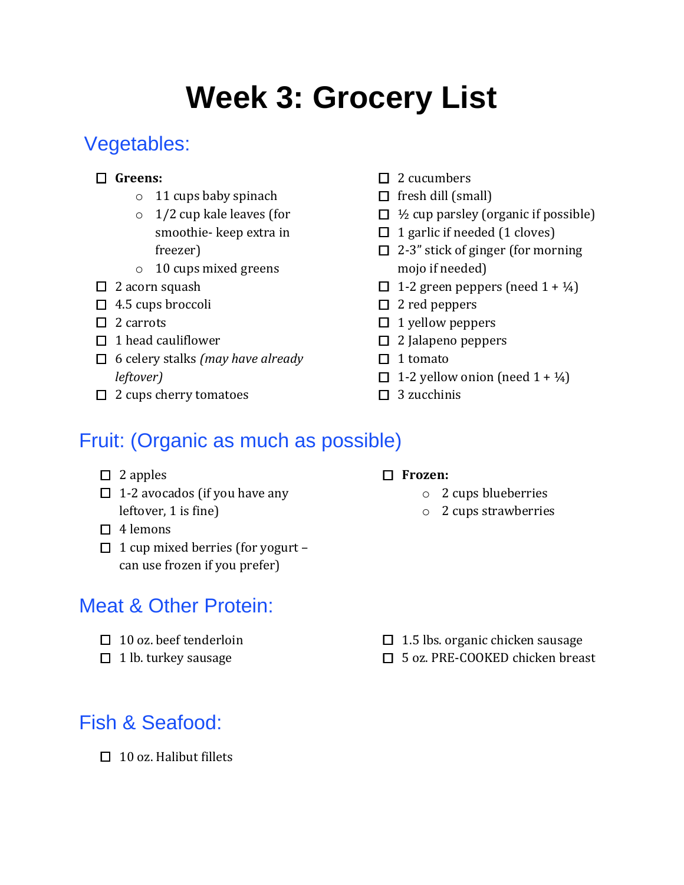# Week 3: Grocery List

## Vegetables:

- [ ] **Greens:**
  - 11 cups baby spinach
  - 1/2 cup kale leaves (for smoothie- keep extra in freezer)
  - 10 cups mixed greens
- [ ] 2 acorn squash
- [ ] 4.5 cups broccoli
- [ ] 2 carrots
- [ ] 1 head cauliflower
- [ ] 6 celery stalks *(may have already leftover)*
- [ ] 2 cups cherry tomatoes
- [ ] 2 cucumbers
- [ ] fresh dill (small)
- [ ] ½ cup parsley (organic if possible)
- [ ] 1 garlic if needed (1 cloves)
- [ ] 2-3" stick of ginger (for morning mojo if needed)
- [ ] 1-2 green peppers (need 1 + ¼)
- [ ] 2 red peppers
- [ ] 1 yellow peppers
- [ ] 2 Jalapeno peppers
- [ ] 1 tomato
- [ ] 1-2 yellow onion (need 1 + ¼)
- [ ] 3 zucchinis

## Fruit: (Organic as much as possible)

- [ ] 2 apples
- [ ] 1-2 avocados (if you have any leftover, 1 is fine)
- [ ] 4 lemons
- [ ] 1 cup mixed berries (for yogurt – can use frozen if you prefer)
- [ ] **Frozen:**
  - 2 cups blueberries
  - 2 cups strawberries

## Meat & Other Protein:

- [ ] 10 oz. beef tenderloin
- [ ] 1 lb. turkey sausage
- [ ] 1.5 lbs. organic chicken sausage
- [ ] 5 oz. PRE-COOKED chicken breast

## Fish & Seafood:

- [ ] 10 oz. Halibut fillets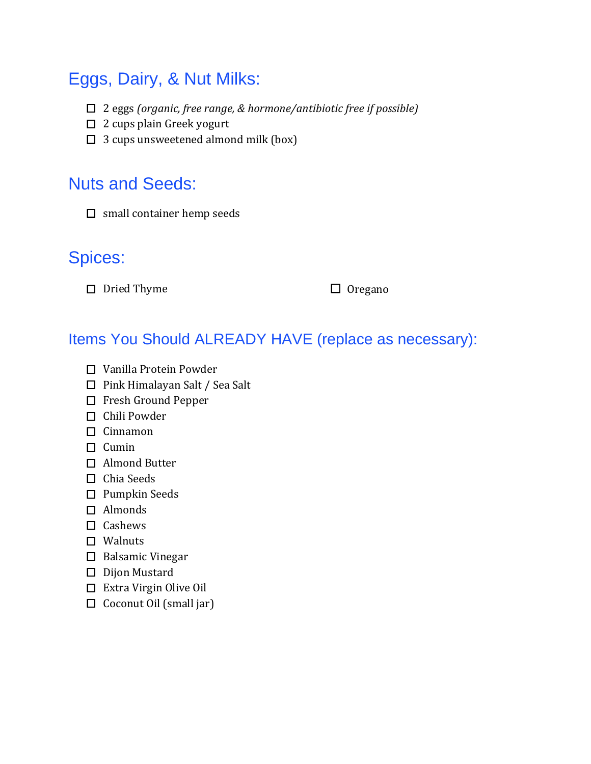## Eggs, Dairy, & Nut Milks:

- [ ] 2 eggs *(organic, free range, & hormone/antibiotic free if possible)*
- [ ] 2 cups plain Greek yogurt
- [ ] 3 cups unsweetened almond milk (box)

## Nuts and Seeds:

- [ ] small container hemp seeds

## Spices:

- [ ] Dried Thyme
- [ ] Oregano

## Items You Should ALREADY HAVE (replace as necessary):

- [ ] Vanilla Protein Powder
- [ ] Pink Himalayan Salt / Sea Salt
- [ ] Fresh Ground Pepper
- [ ] Chili Powder
- [ ] Cinnamon
- [ ] Cumin
- [ ] Almond Butter
- [ ] Chia Seeds
- [ ] Pumpkin Seeds
- [ ] Almonds
- [ ] Cashews
- [ ] Walnuts
- [ ] Balsamic Vinegar
- [ ] Dijon Mustard
- [ ] Extra Virgin Olive Oil
- [ ] Coconut Oil (small jar)